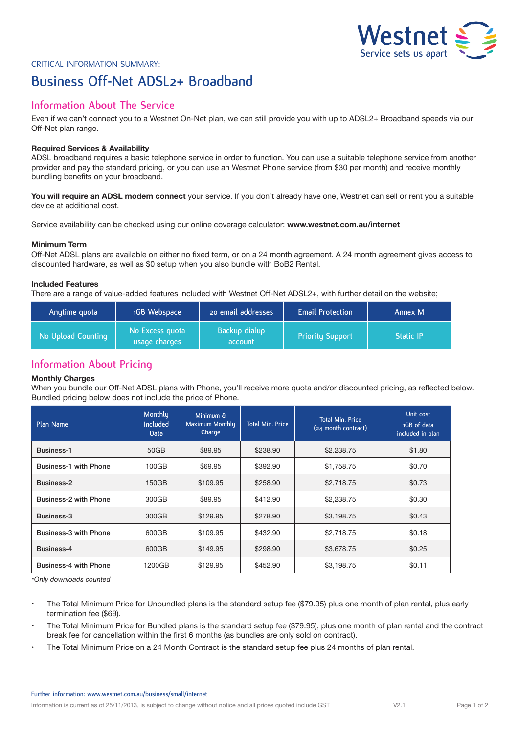CRITICAL INFORMATION SUMMARY:

# Business Off-Net ADSL2+ Broadband

## Information About The Service

Even if we can't connect you to a Westnet On-Net plan, we can still provide you with up to ADSL2+ Broadband speeds via our Off-Net plan range.

**Required Services & Availability**

ADSL broadband requires a basic telephone service in order to function. You can use a suitable telephone service from another provider and pay the standard pricing, or you can use an Westnet Phone service (from $30 per month) and receive monthly bundling benefits on your broadband.

**You will require an ADSL modem connect** your service. If you don't already have one, Westnet can sell or rent you a suitable device at additional cost.

Service availability can be checked using our online coverage calculator: **www.westnet.com.au/internet**

**Minimum Term**

Off-Net ADSL plans are available on either no fixed term, or on a 24 month agreement. A 24 month agreement gives access to discounted hardware, as well as $0 setup when you also bundle with BoB2 Rental.

**Included Features**

There are a range of value-added features included with Westnet Off-Net ADSL2+, with further detail on the website;

| Anytime quota | 1GB Webspace | 20 email addresses | Email Protection | Annex M |
|---|---|---|---|---|
| No Upload Counting | No Excess quota usage charges | Backup dialup account | Priority Support | Static IP |

## Information About Pricing

**Monthly Charges**

When you bundle our Off-Net ADSL plans with Phone, you'll receive more quota and/or discounted pricing, as reflected below. Bundled pricing below does not include the price of Phone.

| Plan Name | Monthly Included Data | Minimum & Maximum Monthly Charge | Total Min. Price | Total Min. Price (24 month contract) | Unit cost 1GB of data included in plan |
|---|---|---|---|---|---|
| Business-1 | 50GB | $89.95 | $238.90 | $2,238.75 | $1.80 |
| Business-1 with Phone | 100GB | $69.95 | $392.90 | $1,758.75 | $0.70 |
| Business-2 | 150GB | $109.95 | $258.90 | $2,718.75 | $0.73 |
| Business-2 with Phone | 300GB | $89.95 | $412.90 | $2,238.75 | $0.30 |
| Business-3 | 300GB | $129.95 | $278.90 | $3,198.75 | $0.43 |
| Business-3 with Phone | 600GB | $109.95 | $432.90 | $2,718.75 | $0.18 |
| Business-4 | 600GB | $149.95 | $298.90 | $3,678.75 | $0.25 |
| Business-4 with Phone | 1200GB | $129.95 | $452.90 | $3,198.75 | $0.11 |

*\*Only downloads counted*

- The Total Minimum Price for Unbundled plans is the standard setup fee ($79.95) plus one month of plan rental, plus early termination fee ($69).
- The Total Minimum Price for Bundled plans is the standard setup fee ($79.95), plus one month of plan rental and the contract break fee for cancellation within the first 6 months (as bundles are only sold on contract).
- The Total Minimum Price on a 24 Month Contract is the standard setup fee plus 24 months of plan rental.

Further information: www.westnet.com.au/business/small/internet

Information is current as of 25/11/2013, is subject to change without notice and all prices quoted include GST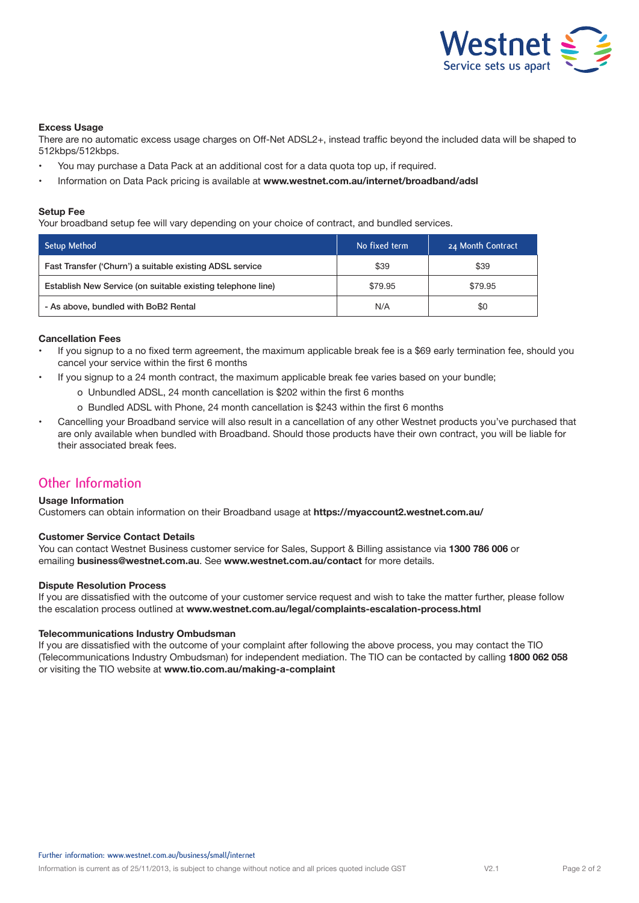### Excess Usage

There are no automatic excess usage charges on Off-Net ADSL2+, instead traffic beyond the included data will be shaped to 512kbps/512kbps.

- You may purchase a Data Pack at an additional cost for a data quota top up, if required.
- Information on Data Pack pricing is available at **www.westnet.com.au/internet/broadband/adsl**

### Setup Fee

Your broadband setup fee will vary depending on your choice of contract, and bundled services.

| Setup Method | No fixed term | 24 Month Contract |
|---|---|---|
| Fast Transfer ('Churn') a suitable existing ADSL service | $39 | $39 |
| Establish New Service (on suitable existing telephone line) | $79.95 | $79.95 |
| - As above, bundled with BoB2 Rental | N/A | $0 |

### Cancellation Fees

- If you signup to a no fixed term agreement, the maximum applicable break fee is a $69 early termination fee, should you cancel your service within the first 6 months
- If you signup to a 24 month contract, the maximum applicable break fee varies based on your bundle;
  - Unbundled ADSL, 24 month cancellation is $202 within the first 6 months
  - Bundled ADSL with Phone, 24 month cancellation is $243 within the first 6 months
- Cancelling your Broadband service will also result in a cancellation of any other Westnet products you've purchased that are only available when bundled with Broadband. Should those products have their own contract, you will be liable for their associated break fees.

## Other Information

### Usage Information

Customers can obtain information on their Broadband usage at **https://myaccount2.westnet.com.au/**

### Customer Service Contact Details

You can contact Westnet Business customer service for Sales, Support & Billing assistance via **1300 786 006** or emailing **business@westnet.com.au**. See **www.westnet.com.au/contact** for more details.

### Dispute Resolution Process

If you are dissatisfied with the outcome of your customer service request and wish to take the matter further, please follow the escalation process outlined at **www.westnet.com.au/legal/complaints-escalation-process.html**

### Telecommunications Industry Ombudsman

If you are dissatisfied with the outcome of your complaint after following the above process, you may contact the TIO (Telecommunications Industry Ombudsman) for independent mediation. The TIO can be contacted by calling **1800 062 058** or visiting the TIO website at **www.tio.com.au/making-a-complaint**

Further information: www.westnet.com.au/business/small/internet

Information is current as of 25/11/2013, is subject to change without notice and all prices quoted include GST

V2.1